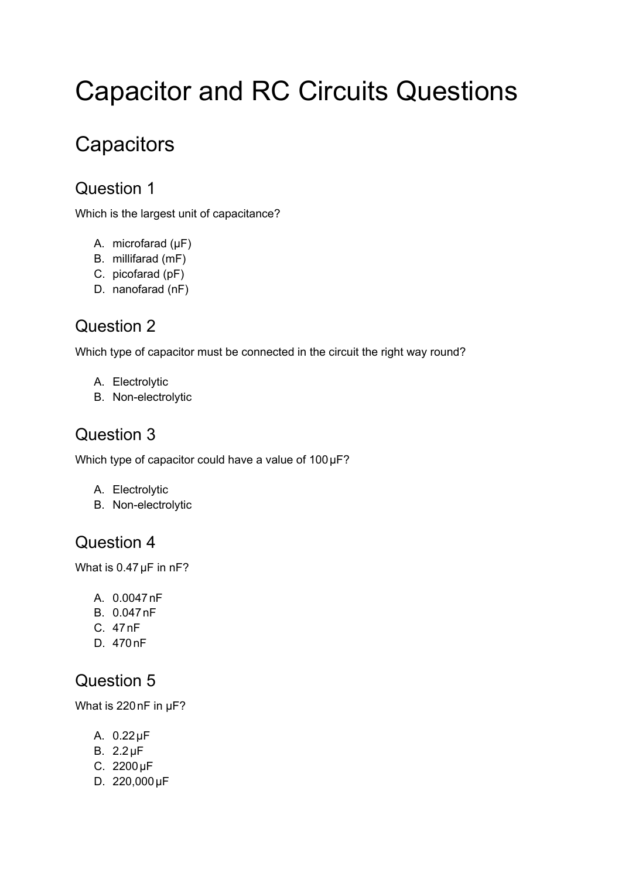# Capacitor and RC Circuits Questions

## Capacitors

### Question 1

Which is the largest unit of capacitance?

A. microfarad (μF)
B. millifarad (mF)
C. picofarad (pF)
D. nanofarad (nF)

### Question 2

Which type of capacitor must be connected in the circuit the right way round?

A. Electrolytic
B. Non-electrolytic

### Question 3

Which type of capacitor could have a value of 100 μF?

A. Electrolytic
B. Non-electrolytic

### Question 4

What is 0.47 μF in nF?

A. 0.0047 nF
B. 0.047 nF
C. 47 nF
D. 470 nF

### Question 5

What is 220 nF in μF?

A. 0.22 μF
B. 2.2 μF
C. 2200 μF
D. 220,000 μF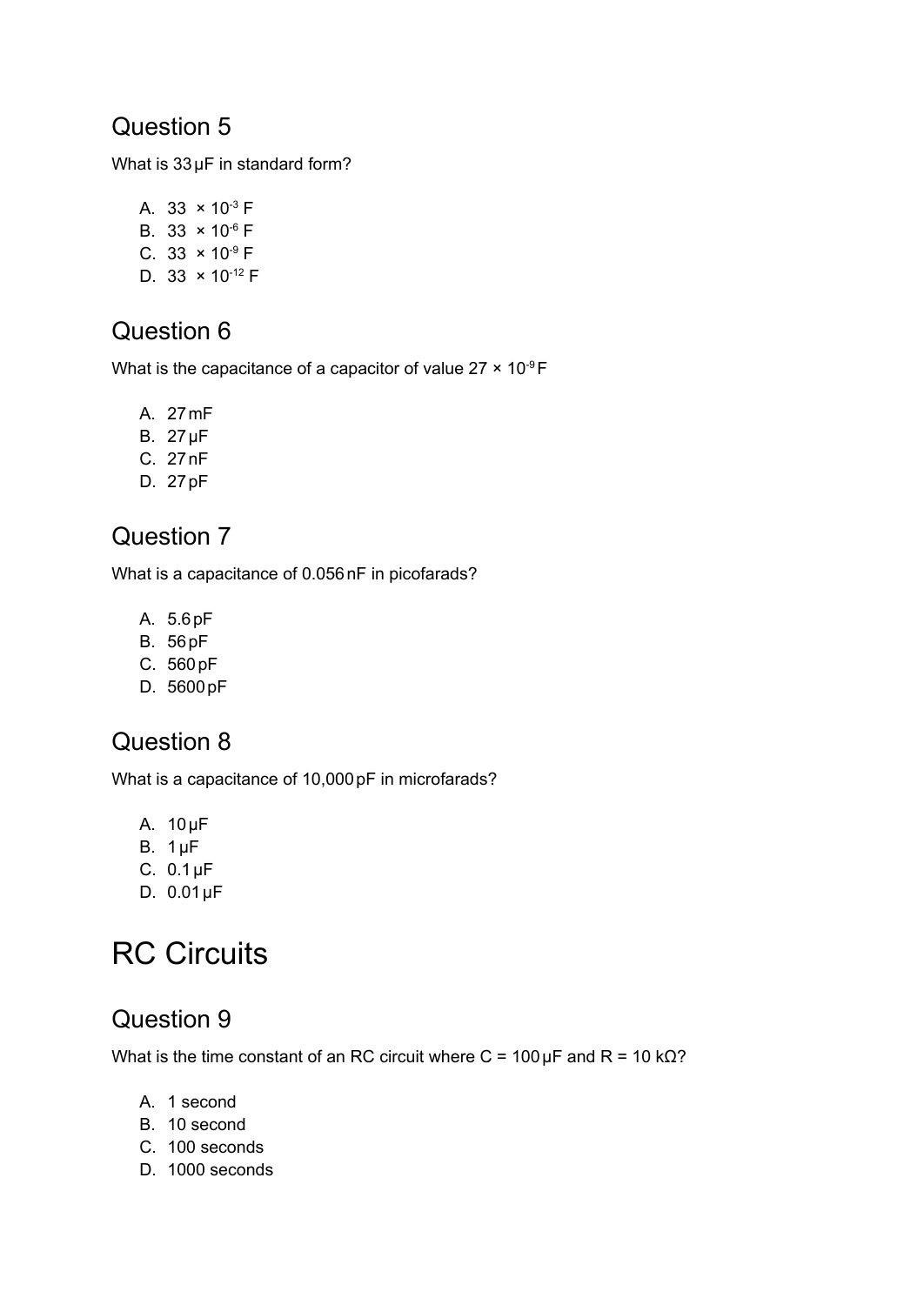## Question 5

What is 33 μF in standard form?

A. $33 \times 10^{-3}$ F
B. $33 \times 10^{-6}$ F
C. $33 \times 10^{-9}$ F
D. $33 \times 10^{-12}$ F

## Question 6

What is the capacitance of a capacitor of value $27 \times 10^{-9}$ F

A. 27 mF
B. 27 μF
C. 27 nF
D. 27 pF

## Question 7

What is a capacitance of 0.056 nF in picofarads?

A. 5.6 pF
B. 56 pF
C. 560 pF
D. 5600 pF

## Question 8

What is a capacitance of 10,000 pF in microfarads?

A. 10 μF
B. 1 μF
C. 0.1 μF
D. 0.01 μF

# RC Circuits

## Question 9

What is the time constant of an RC circuit where C = 100 μF and R = 10 kΩ?

A. 1 second
B. 10 second
C. 100 seconds
D. 1000 seconds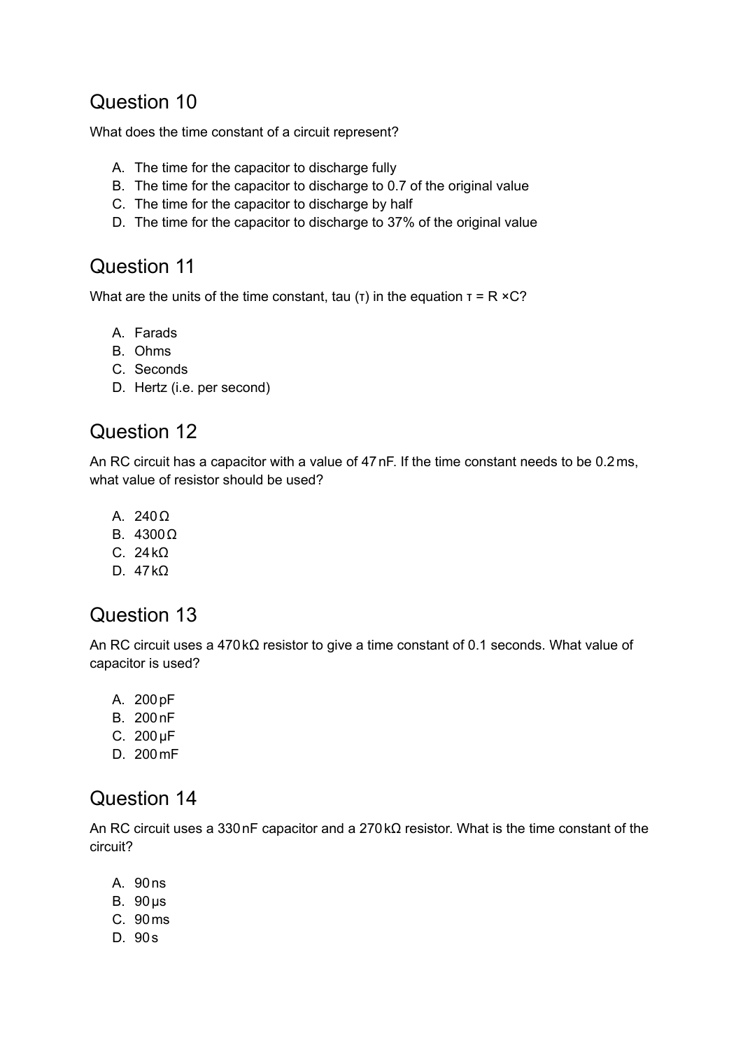## Question 10

What does the time constant of a circuit represent?

A. The time for the capacitor to discharge fully
B. The time for the capacitor to discharge to 0.7 of the original value
C. The time for the capacitor to discharge by half
D. The time for the capacitor to discharge to 37% of the original value

## Question 11

What are the units of the time constant, tau ($\tau$) in the equation $\tau = R \times C$?

A. Farads
B. Ohms
C. Seconds
D. Hertz (i.e. per second)

## Question 12

An RC circuit has a capacitor with a value of 47 nF. If the time constant needs to be 0.2 ms, what value of resistor should be used?

A. 240 Ω
B. 4300 Ω
C. 24 kΩ
D. 47 kΩ

## Question 13

An RC circuit uses a 470 kΩ resistor to give a time constant of 0.1 seconds. What value of capacitor is used?

A. 200 pF
B. 200 nF
C. 200 μF
D. 200 mF

## Question 14

An RC circuit uses a 330 nF capacitor and a 270 kΩ resistor. What is the time constant of the circuit?

A. 90 ns
B. 90 μs
C. 90 ms
D. 90 s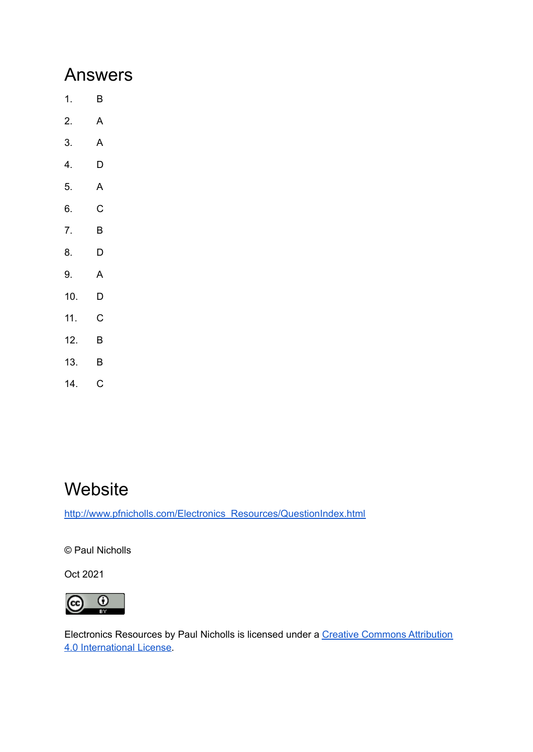# Answers

1. B
2. A
3. A
4. D
5. A
6. C
7. B
8. D
9. A
10. D
11. C
12. B
13. B
14. C

# Website

http://www.pfnicholls.com/Electronics_Resources/QuestionIndex.html

© Paul Nicholls

Oct 2021

Electronics Resources by Paul Nicholls is licensed under a Creative Commons Attribution 4.0 International License.